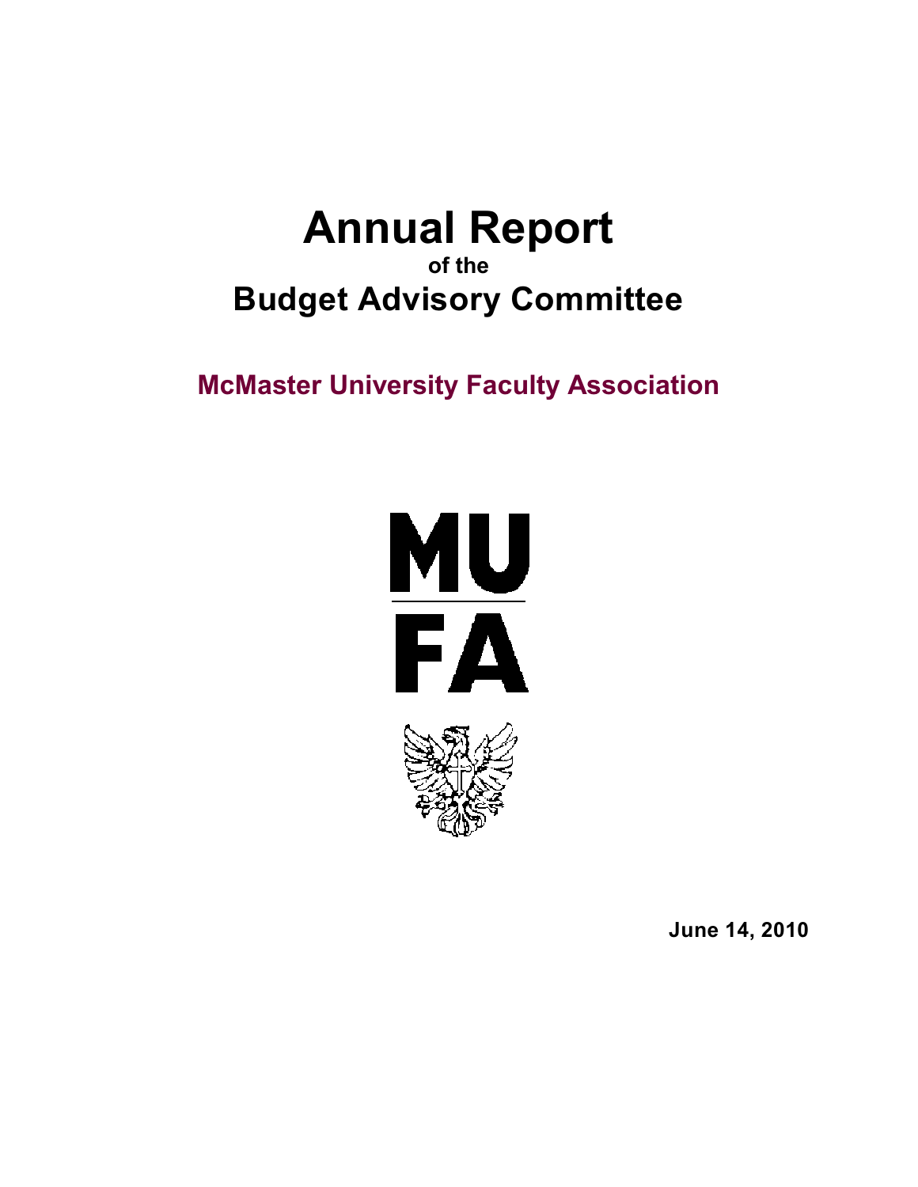# Annual Report
### of the
## Budget Advisory Committee

**McMaster University Faculty Association**

MU

FA

**June 14, 2010**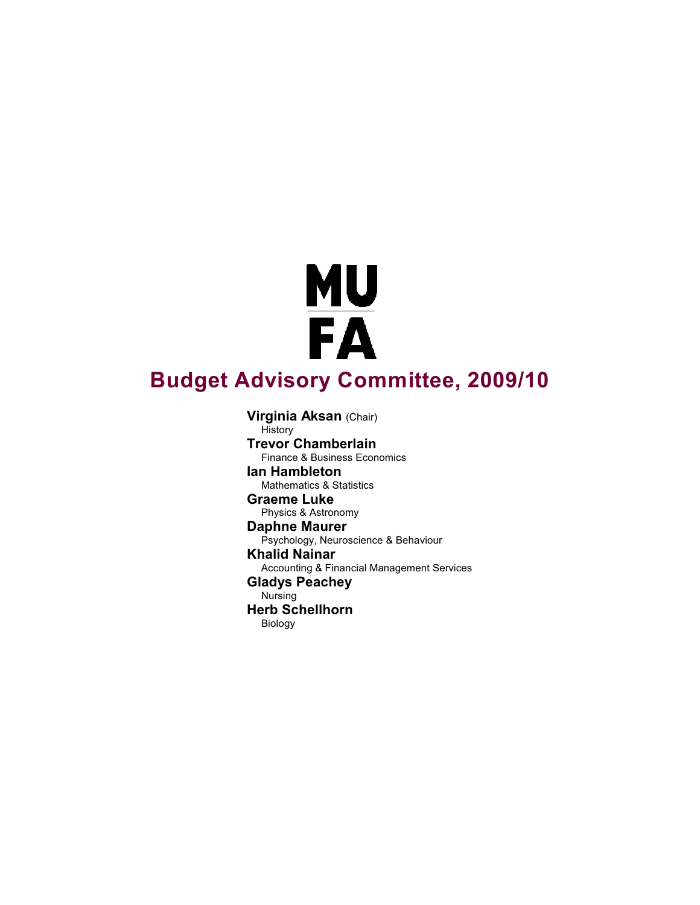MU

FA

# Budget Advisory Committee, 2009/10

**Virginia Aksan** (Chair)
History

**Trevor Chamberlain**
Finance & Business Economics

**Ian Hambleton**
Mathematics & Statistics

**Graeme Luke**
Physics & Astronomy

**Daphne Maurer**
Psychology, Neuroscience & Behaviour

**Khalid Nainar**
Accounting & Financial Management Services

**Gladys Peachey**
Nursing

**Herb Schellhorn**
Biology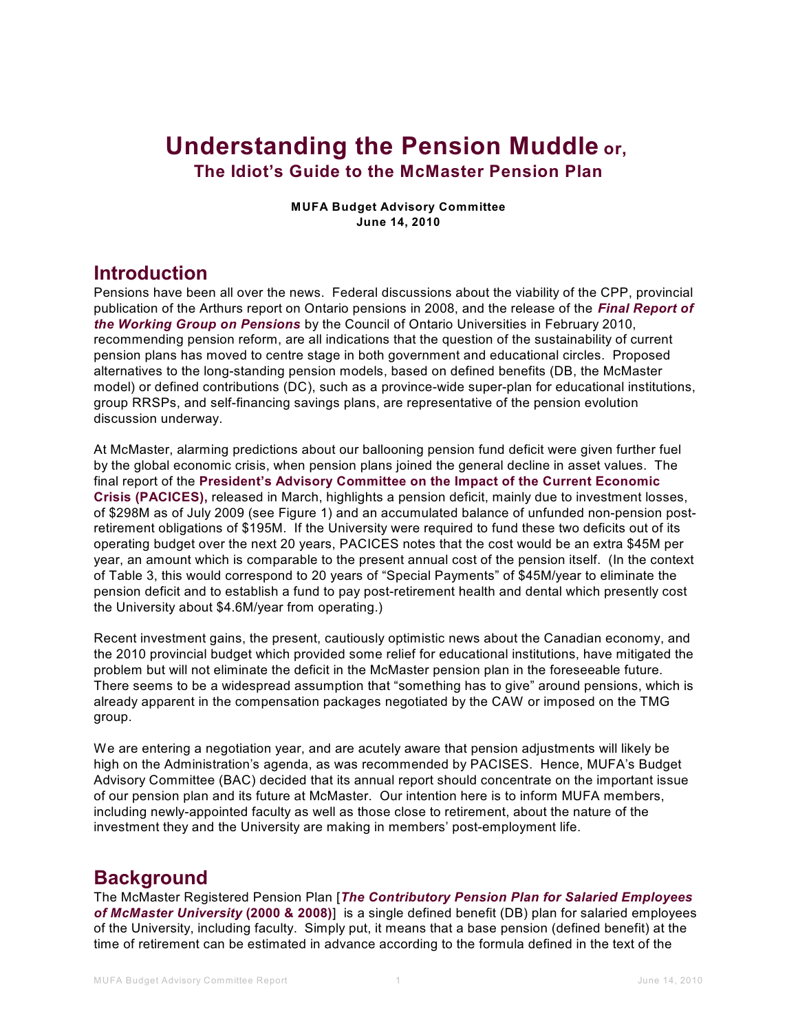# Understanding the Pension Muddle or,

## The Idiot's Guide to the McMaster Pension Plan

**MUFA Budget Advisory Committee**
**June 14, 2010**

## Introduction

Pensions have been all over the news. Federal discussions about the viability of the CPP, provincial publication of the Arthurs report on Ontario pensions in 2008, and the release of the ***Final Report of the Working Group on Pensions*** by the Council of Ontario Universities in February 2010, recommending pension reform, are all indications that the question of the sustainability of current pension plans has moved to centre stage in both government and educational circles. Proposed alternatives to the long-standing pension models, based on defined benefits (DB, the McMaster model) or defined contributions (DC), such as a province-wide super-plan for educational institutions, group RRSPs, and self-financing savings plans, are representative of the pension evolution discussion underway.

At McMaster, alarming predictions about our ballooning pension fund deficit were given further fuel by the global economic crisis, when pension plans joined the general decline in asset values. The final report of the **President's Advisory Committee on the Impact of the Current Economic Crisis (PACICES),** released in March, highlights a pension deficit, mainly due to investment losses, of $298M as of July 2009 (see Figure 1) and an accumulated balance of unfunded non-pension post-retirement obligations of $195M. If the University were required to fund these two deficits out of its operating budget over the next 20 years, PACICES notes that the cost would be an extra $45M per year, an amount which is comparable to the present annual cost of the pension itself. (In the context of Table 3, this would correspond to 20 years of "Special Payments" of $45M/year to eliminate the pension deficit and to establish a fund to pay post-retirement health and dental which presently cost the University about $4.6M/year from operating.)

Recent investment gains, the present, cautiously optimistic news about the Canadian economy, and the 2010 provincial budget which provided some relief for educational institutions, have mitigated the problem but will not eliminate the deficit in the McMaster pension plan in the foreseeable future. There seems to be a widespread assumption that "something has to give" around pensions, which is already apparent in the compensation packages negotiated by the CAW or imposed on the TMG group.

We are entering a negotiation year, and are acutely aware that pension adjustments will likely be high on the Administration's agenda, as was recommended by PACISES. Hence, MUFA's Budget Advisory Committee (BAC) decided that its annual report should concentrate on the important issue of our pension plan and its future at McMaster. Our intention here is to inform MUFA members, including newly-appointed faculty as well as those close to retirement, about the nature of the investment they and the University are making in members' post-employment life.

## Background

The McMaster Registered Pension Plan [***The Contributory Pension Plan for Salaried Employees of McMaster University* (2000 & 2008)**] is a single defined benefit (DB) plan for salaried employees of the University, including faculty. Simply put, it means that a base pension (defined benefit) at the time of retirement can be estimated in advance according to the formula defined in the text of the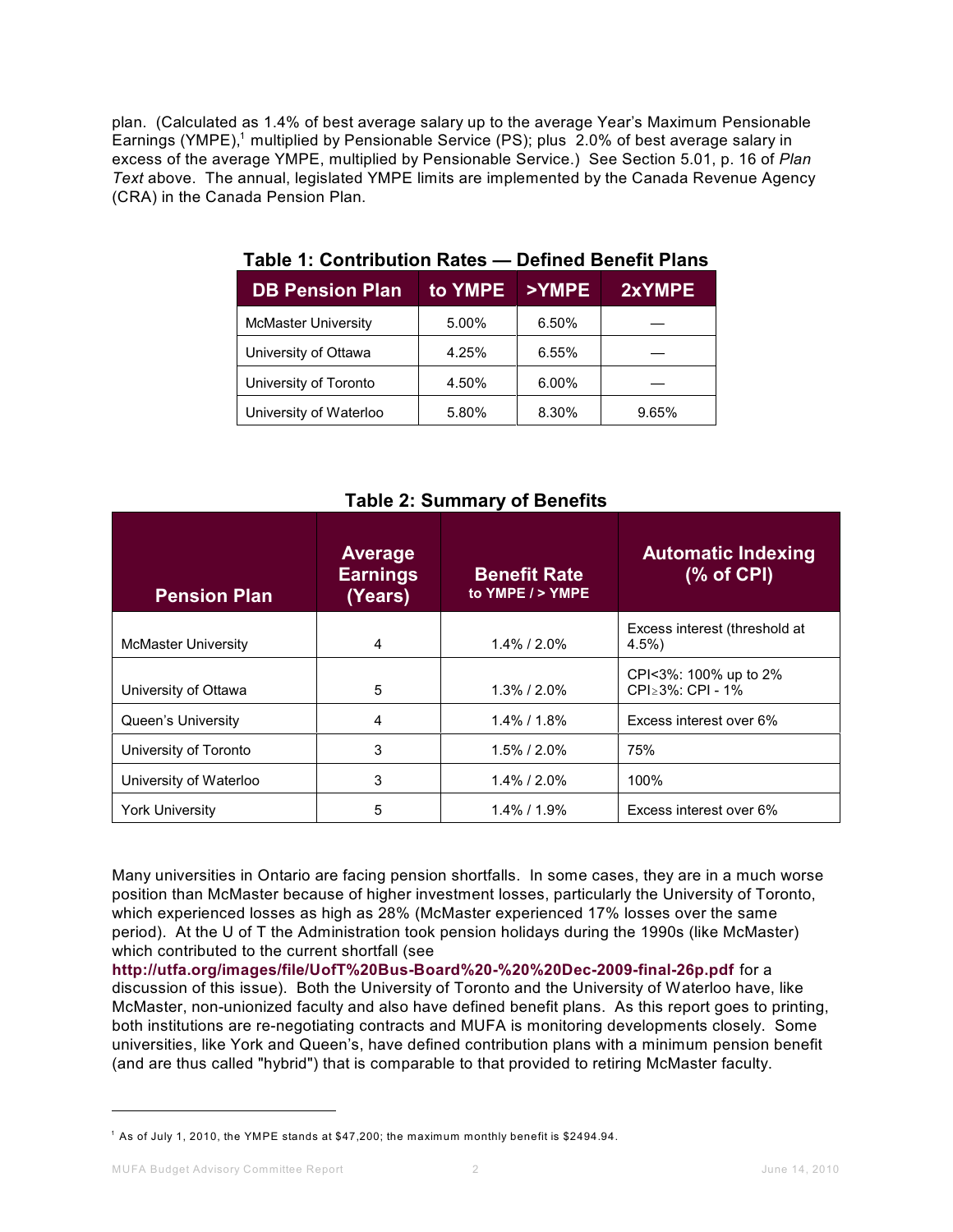plan. (Calculated as 1.4% of best average salary up to the average Year's Maximum Pensionable Earnings (YMPE),[1] multiplied by Pensionable Service (PS); plus 2.0% of best average salary in excess of the average YMPE, multiplied by Pensionable Service.) See Section 5.01, p. 16 of *Plan Text* above. The annual, legislated YMPE limits are implemented by the Canada Revenue Agency (CRA) in the Canada Pension Plan.

**Table 1: Contribution Rates — Defined Benefit Plans**

| DB Pension Plan | to YMPE | >YMPE | 2xYMPE |
|---|---|---|---|
| McMaster University | 5.00% | 6.50% | — |
| University of Ottawa | 4.25% | 6.55% | — |
| University of Toronto | 4.50% | 6.00% | — |
| University of Waterloo | 5.80% | 8.30% | 9.65% |

**Table 2: Summary of Benefits**

| Pension Plan | Average Earnings (Years) | Benefit Rate to YMPE / > YMPE | Automatic Indexing (% of CPI) |
|---|---|---|---|
| McMaster University | 4 | 1.4% / 2.0% | Excess interest (threshold at 4.5%) |
| University of Ottawa | 5 | 1.3% / 2.0% | CPI<3%: 100% up to 2%<br>CPI≥3%: CPI - 1% |
| Queen's University | 4 | 1.4% / 1.8% | Excess interest over 6% |
| University of Toronto | 3 | 1.5% / 2.0% | 75% |
| University of Waterloo | 3 | 1.4% / 2.0% | 100% |
| York University | 5 | 1.4% / 1.9% | Excess interest over 6% |

Many universities in Ontario are facing pension shortfalls. In some cases, they are in a much worse position than McMaster because of higher investment losses, particularly the University of Toronto, which experienced losses as high as 28% (McMaster experienced 17% losses over the same period). At the U of T the Administration took pension holidays during the 1990s (like McMaster) which contributed to the current shortfall (see **http://utfa.org/images/file/UofT%20Bus-Board%20-%20%20Dec-2009-final-26p.pdf** for a discussion of this issue). Both the University of Toronto and the University of Waterloo have, like McMaster, non-unionized faculty and also have defined benefit plans. As this report goes to printing, both institutions are re-negotiating contracts and MUFA is monitoring developments closely. Some universities, like York and Queen's, have defined contribution plans with a minimum pension benefit (and are thus called "hybrid") that is comparable to that provided to retiring McMaster faculty.

[1] As of July 1, 2010, the YMPE stands at $47,200; the maximum monthly benefit is $2494.94.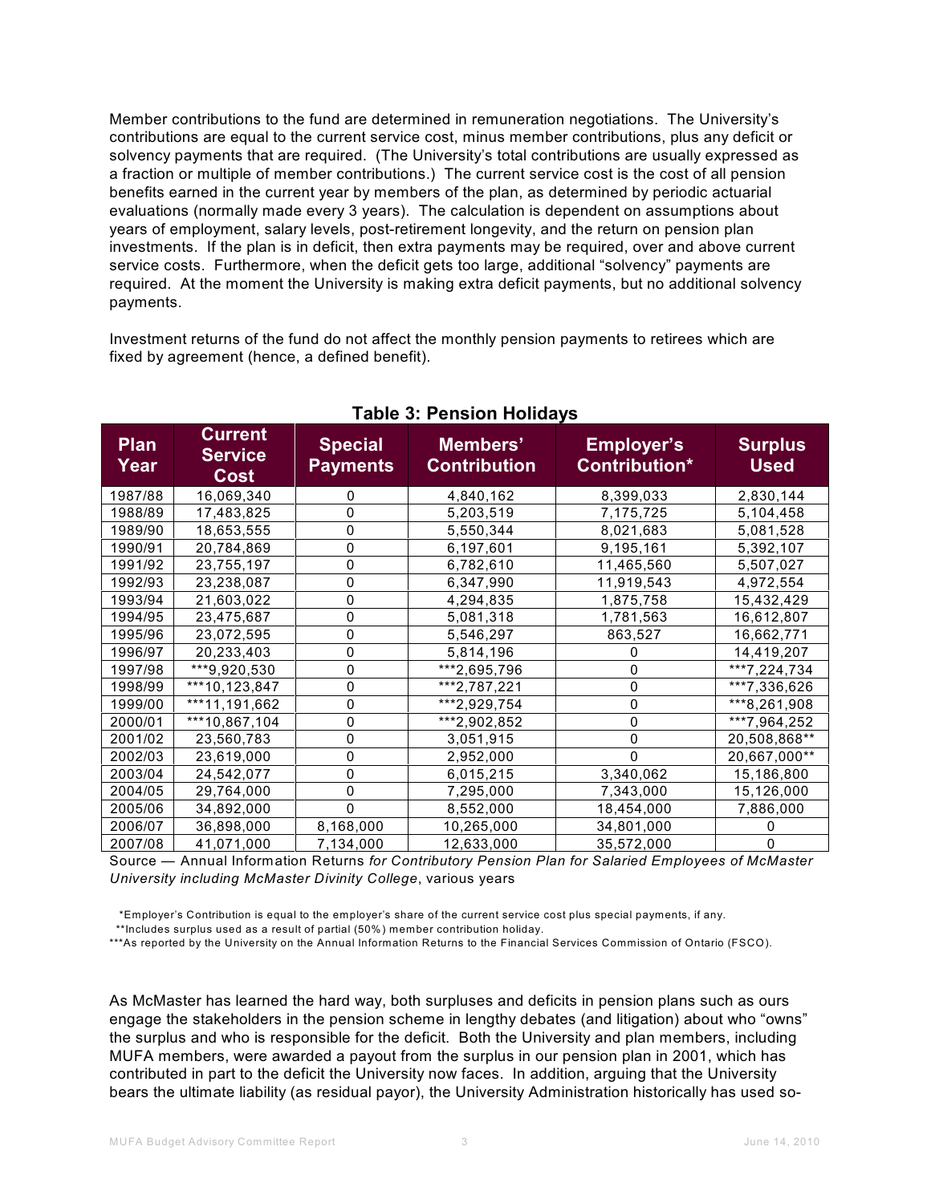Member contributions to the fund are determined in remuneration negotiations. The University's contributions are equal to the current service cost, minus member contributions, plus any deficit or solvency payments that are required. (The University's total contributions are usually expressed as a fraction or multiple of member contributions.) The current service cost is the cost of all pension benefits earned in the current year by members of the plan, as determined by periodic actuarial evaluations (normally made every 3 years). The calculation is dependent on assumptions about years of employment, salary levels, post-retirement longevity, and the return on pension plan investments. If the plan is in deficit, then extra payments may be required, over and above current service costs. Furthermore, when the deficit gets too large, additional "solvency" payments are required. At the moment the University is making extra deficit payments, but no additional solvency payments.

Investment returns of the fund do not affect the monthly pension payments to retirees which are fixed by agreement (hence, a defined benefit).

**Table 3: Pension Holidays**

| Plan Year | Current Service Cost | Special Payments | Members' Contribution | Employer's Contribution* | Surplus Used |
|---|---|---|---|---|---|
| 1987/88 | 16,069,340 | 0 | 4,840,162 | 8,399,033 | 2,830,144 |
| 1988/89 | 17,483,825 | 0 | 5,203,519 | 7,175,725 | 5,104,458 |
| 1989/90 | 18,653,555 | 0 | 5,550,344 | 8,021,683 | 5,081,528 |
| 1990/91 | 20,784,869 | 0 | 6,197,601 | 9,195,161 | 5,392,107 |
| 1991/92 | 23,755,197 | 0 | 6,782,610 | 11,465,560 | 5,507,027 |
| 1992/93 | 23,238,087 | 0 | 6,347,990 | 11,919,543 | 4,972,554 |
| 1993/94 | 21,603,022 | 0 | 4,294,835 | 1,875,758 | 15,432,429 |
| 1994/95 | 23,475,687 | 0 | 5,081,318 | 1,781,563 | 16,612,807 |
| 1995/96 | 23,072,595 | 0 | 5,546,297 | 863,527 | 16,662,771 |
| 1996/97 | 20,233,403 | 0 | 5,814,196 | 0 | 14,419,207 |
| 1997/98 | ***9,920,530 | 0 | ***2,695,796 | 0 | ***7,224,734 |
| 1998/99 | ***10,123,847 | 0 | ***2,787,221 | 0 | ***7,336,626 |
| 1999/00 | ***11,191,662 | 0 | ***2,929,754 | 0 | ***8,261,908 |
| 2000/01 | ***10,867,104 | 0 | ***2,902,852 | 0 | ***7,964,252 |
| 2001/02 | 23,560,783 | 0 | 3,051,915 | 0 | 20,508,868** |
| 2002/03 | 23,619,000 | 0 | 2,952,000 | 0 | 20,667,000** |
| 2003/04 | 24,542,077 | 0 | 6,015,215 | 3,340,062 | 15,186,800 |
| 2004/05 | 29,764,000 | 0 | 7,295,000 | 7,343,000 | 15,126,000 |
| 2005/06 | 34,892,000 | 0 | 8,552,000 | 18,454,000 | 7,886,000 |
| 2006/07 | 36,898,000 | 8,168,000 | 10,265,000 | 34,801,000 | 0 |
| 2007/08 | 41,071,000 | 7,134,000 | 12,633,000 | 35,572,000 | 0 |

Source — Annual Information Returns *for Contributory Pension Plan for Salaried Employees of McMaster University including McMaster Divinity College*, various years

*Employer's Contribution is equal to the employer's share of the current service cost plus special payments, if any.
**Includes surplus used as a result of partial (50%) member contribution holiday.
***As reported by the University on the Annual Information Returns to the Financial Services Commission of Ontario (FSCO).

As McMaster has learned the hard way, both surpluses and deficits in pension plans such as ours engage the stakeholders in the pension scheme in lengthy debates (and litigation) about who "owns" the surplus and who is responsible for the deficit. Both the University and plan members, including MUFA members, were awarded a payout from the surplus in our pension plan in 2001, which has contributed in part to the deficit the University now faces. In addition, arguing that the University bears the ultimate liability (as residual payor), the University Administration historically has used so-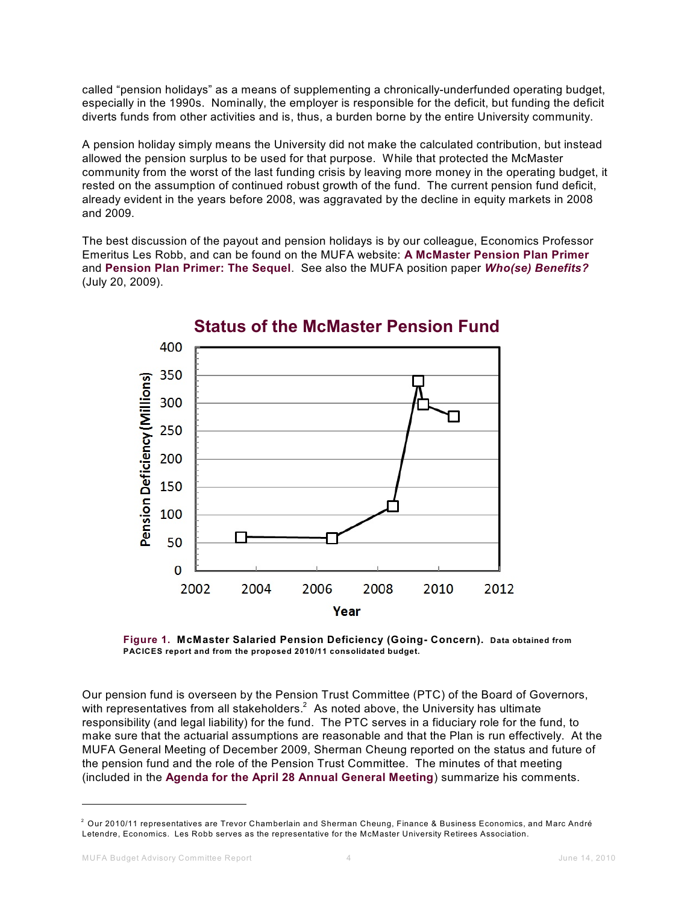called “pension holidays” as a means of supplementing a chronically-underfunded operating budget, especially in the 1990s. Nominally, the employer is responsible for the deficit, but funding the deficit diverts funds from other activities and is, thus, a burden borne by the entire University community.

A pension holiday simply means the University did not make the calculated contribution, but instead allowed the pension surplus to be used for that purpose. While that protected the McMaster community from the worst of the last funding crisis by leaving more money in the operating budget, it rested on the assumption of continued robust growth of the fund. The current pension fund deficit, already evident in the years before 2008, was aggravated by the decline in equity markets in 2008 and 2009.

The best discussion of the payout and pension holidays is by our colleague, Economics Professor Emeritus Les Robb, and can be found on the MUFA website: **A McMaster Pension Plan Primer** and **Pension Plan Primer: The Sequel**. See also the MUFA position paper ***Who(se) Benefits?*** (July 20, 2009).

**Status of the McMaster Pension Fund**

**Figure 1. McMaster Salaried Pension Deficiency (Going- Concern).** Data obtained from PACICES report and from the proposed 2010/11 consolidated budget.

Our pension fund is overseen by the Pension Trust Committee (PTC) of the Board of Governors, with representatives from all stakeholders.[2] As noted above, the University has ultimate responsibility (and legal liability) for the fund. The PTC serves in a fiduciary role for the fund, to make sure that the actuarial assumptions are reasonable and that the Plan is run effectively. At the MUFA General Meeting of December 2009, Sherman Cheung reported on the status and future of the pension fund and the role of the Pension Trust Committee. The minutes of that meeting (included in the **Agenda for the April 28 Annual General Meeting**) summarize his comments.

---

[2] Our 2010/11 representatives are Trevor Chamberlain and Sherman Cheung, Finance & Business Economics, and Marc André Letendre, Economics. Les Robb serves as the representative for the McMaster University Retirees Association.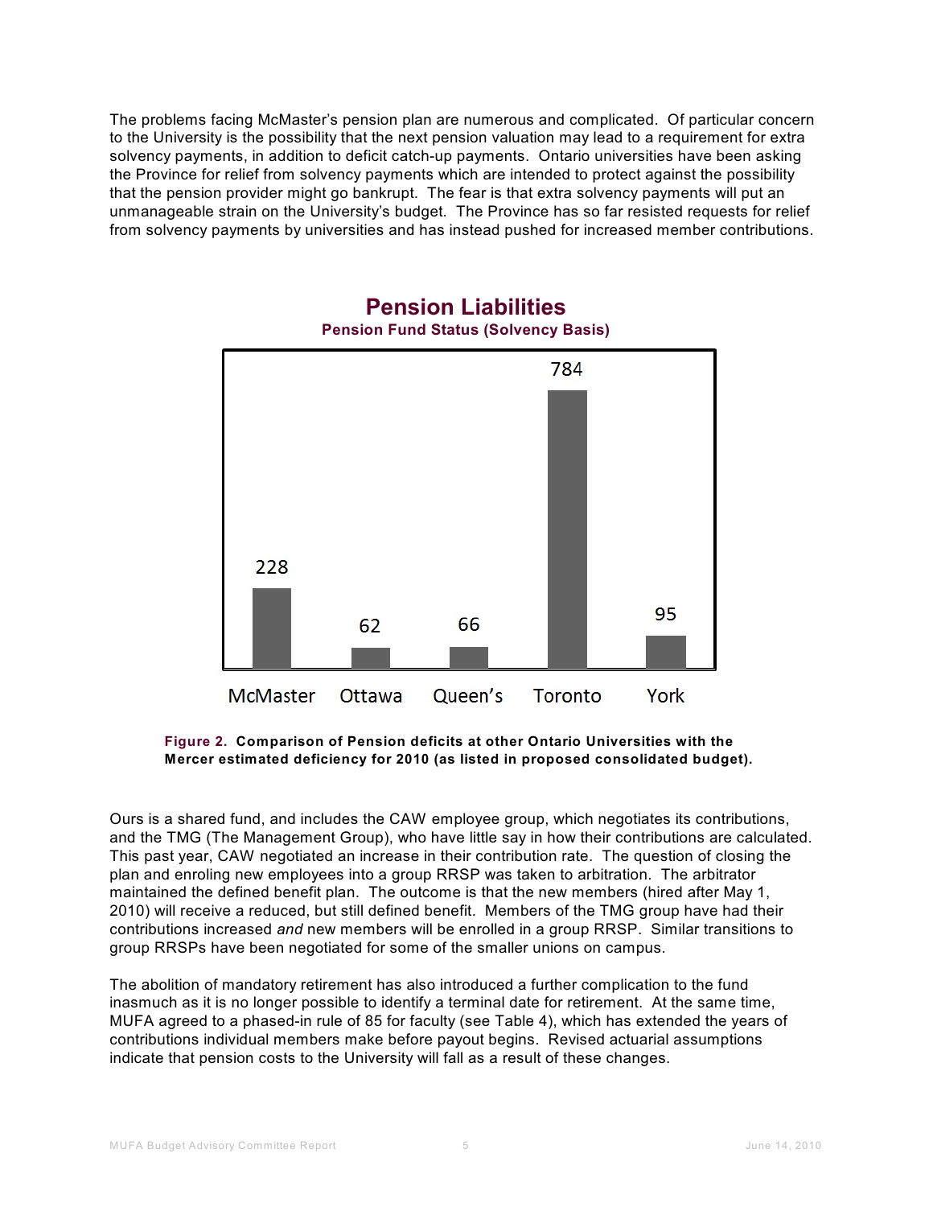The problems facing McMaster's pension plan are numerous and complicated. Of particular concern to the University is the possibility that the next pension valuation may lead to a requirement for extra solvency payments, in addition to deficit catch-up payments. Ontario universities have been asking the Province for relief from solvency payments which are intended to protect against the possibility that the pension provider might go bankrupt. The fear is that extra solvency payments will put an unmanageable strain on the University's budget. The Province has so far resisted requests for relief from solvency payments by universities and has instead pushed for increased member contributions.

**Pension Liabilities**

**Pension Fund Status (Solvency Basis)**

| McMaster | Ottawa | Queen's | Toronto | York |
|---|---|---|---|---|
| 228 | 62 | 66 | 784 | 95 |

**Figure 2. Comparison of Pension deficits at other Ontario Universities with the Mercer estimated deficiency for 2010 (as listed in proposed consolidated budget).**

Ours is a shared fund, and includes the CAW employee group, which negotiates its contributions, and the TMG (The Management Group), who have little say in how their contributions are calculated. This past year, CAW negotiated an increase in their contribution rate. The question of closing the plan and enroling new employees into a group RRSP was taken to arbitration. The arbitrator maintained the defined benefit plan. The outcome is that the new members (hired after May 1, 2010) will receive a reduced, but still defined benefit. Members of the TMG group have had their contributions increased *and* new members will be enrolled in a group RRSP. Similar transitions to group RRSPs have been negotiated for some of the smaller unions on campus.

The abolition of mandatory retirement has also introduced a further complication to the fund inasmuch as it is no longer possible to identify a terminal date for retirement. At the same time, MUFA agreed to a phased-in rule of 85 for faculty (see Table 4), which has extended the years of contributions individual members make before payout begins. Revised actuarial assumptions indicate that pension costs to the University will fall as a result of these changes.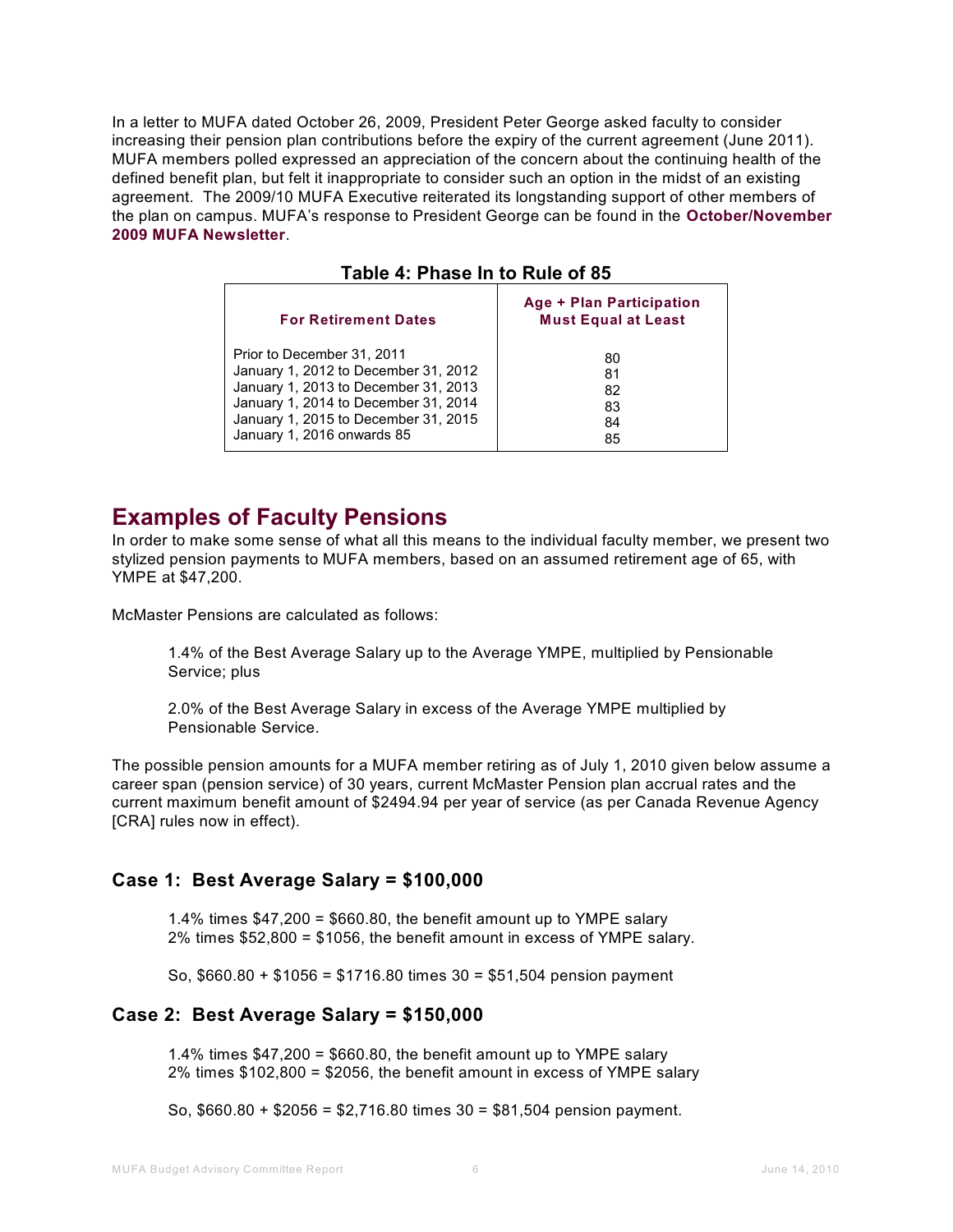In a letter to MUFA dated October 26, 2009, President Peter George asked faculty to consider increasing their pension plan contributions before the expiry of the current agreement (June 2011). MUFA members polled expressed an appreciation of the concern about the continuing health of the defined benefit plan, but felt it inappropriate to consider such an option in the midst of an existing agreement. The 2009/10 MUFA Executive reiterated its longstanding support of other members of the plan on campus. MUFA's response to President George can be found in the **October/November 2009 MUFA Newsletter**.

**Table 4: Phase In to Rule of 85**

| For Retirement Dates | Age + Plan Participation Must Equal at Least |
|---|---|
| Prior to December 31, 2011 | 80 |
| January 1, 2012 to December 31, 2012 | 81 |
| January 1, 2013 to December 31, 2013 | 82 |
| January 1, 2014 to December 31, 2014 | 83 |
| January 1, 2015 to December 31, 2015 | 84 |
| January 1, 2016 onwards 85 | 85 |

## Examples of Faculty Pensions

In order to make some sense of what all this means to the individual faculty member, we present two stylized pension payments to MUFA members, based on an assumed retirement age of 65, with YMPE at $47,200.

McMaster Pensions are calculated as follows:

> 1.4% of the Best Average Salary up to the Average YMPE, multiplied by Pensionable Service; plus
>
> 2.0% of the Best Average Salary in excess of the Average YMPE multiplied by Pensionable Service.

The possible pension amounts for a MUFA member retiring as of July 1, 2010 given below assume a career span (pension service) of 30 years, current McMaster Pension plan accrual rates and the current maximum benefit amount of $2494.94 per year of service (as per Canada Revenue Agency [CRA] rules now in effect).

### Case 1: Best Average Salary = $100,000

> 1.4% times $47,200 = $660.80, the benefit amount up to YMPE salary
> 2% times $52,800 = $1056, the benefit amount in excess of YMPE salary.
>
> So, $660.80 + $1056 = $1716.80 times 30 = $51,504 pension payment

### Case 2: Best Average Salary = $150,000

> 1.4% times $47,200 = $660.80, the benefit amount up to YMPE salary
> 2% times $102,800 = $2056, the benefit amount in excess of YMPE salary
>
> So, $660.80 + $2056 = $2,716.80 times 30 = $81,504 pension payment.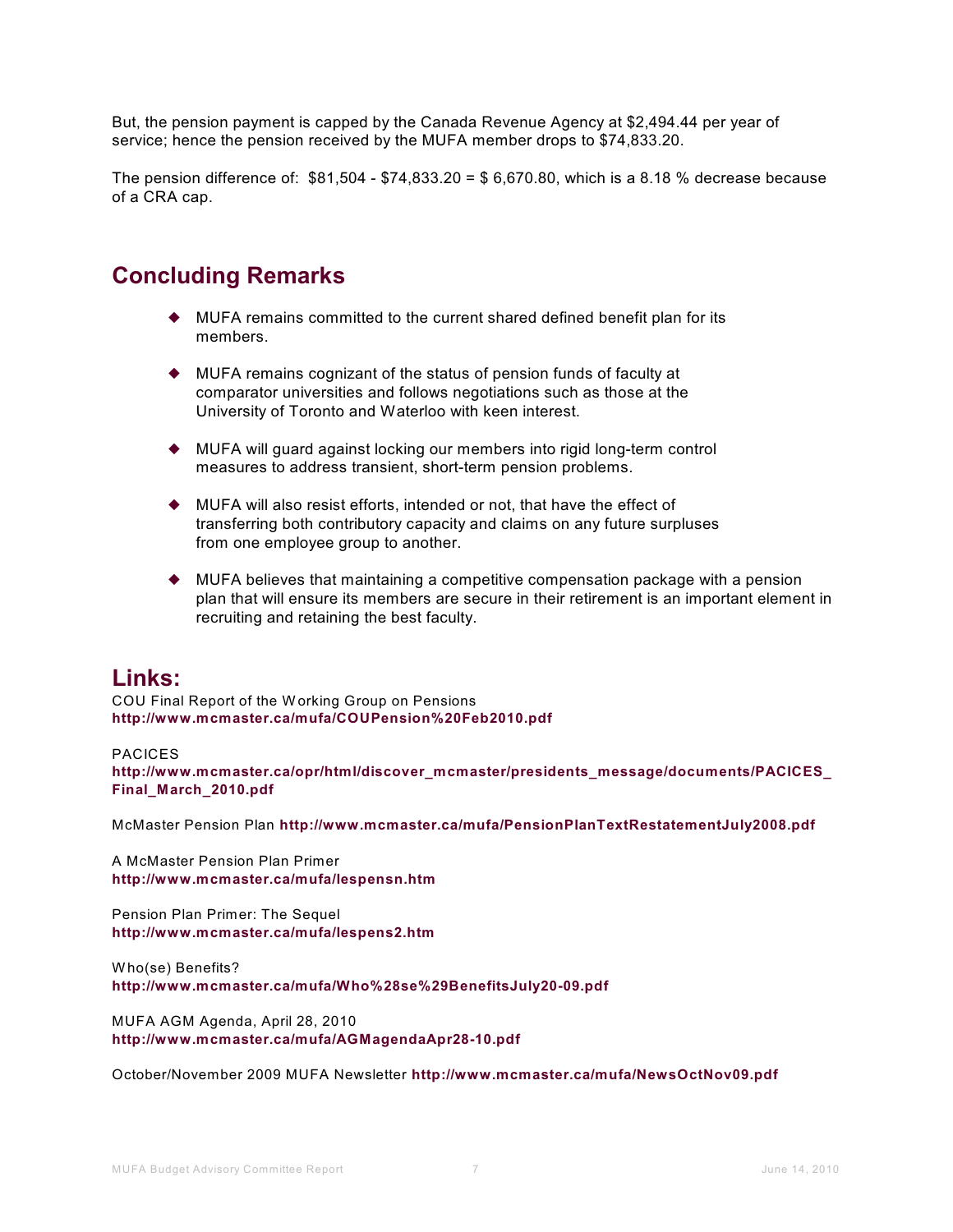But, the pension payment is capped by the Canada Revenue Agency at $2,494.44 per year of service; hence the pension received by the MUFA member drops to $74,833.20.

The pension difference of: $81,504 - $74,833.20 = $ 6,670.80, which is a 8.18 % decrease because of a CRA cap.

## Concluding Remarks

- MUFA remains committed to the current shared defined benefit plan for its members.
- MUFA remains cognizant of the status of pension funds of faculty at comparator universities and follows negotiations such as those at the University of Toronto and Waterloo with keen interest.
- MUFA will guard against locking our members into rigid long-term control measures to address transient, short-term pension problems.
- MUFA will also resist efforts, intended or not, that have the effect of transferring both contributory capacity and claims on any future surpluses from one employee group to another.
- MUFA believes that maintaining a competitive compensation package with a pension plan that will ensure its members are secure in their retirement is an important element in recruiting and retaining the best faculty.

## Links:

COU Final Report of the Working Group on Pensions
**http://www.mcmaster.ca/mufa/COUPension%20Feb2010.pdf**

PACICES
**http://www.mcmaster.ca/opr/html/discover_mcmaster/presidents_message/documents/PACICES_Final_March_2010.pdf**

McMaster Pension Plan **http://www.mcmaster.ca/mufa/PensionPlanTextRestatementJuly2008.pdf**

A McMaster Pension Plan Primer
**http://www.mcmaster.ca/mufa/lespensn.htm**

Pension Plan Primer: The Sequel
**http://www.mcmaster.ca/mufa/lespens2.htm**

Who(se) Benefits?
**http://www.mcmaster.ca/mufa/Who%28se%29BenefitsJuly20-09.pdf**

MUFA AGM Agenda, April 28, 2010
**http://www.mcmaster.ca/mufa/AGMagendaApr28-10.pdf**

October/November 2009 MUFA Newsletter **http://www.mcmaster.ca/mufa/NewsOctNov09.pdf**